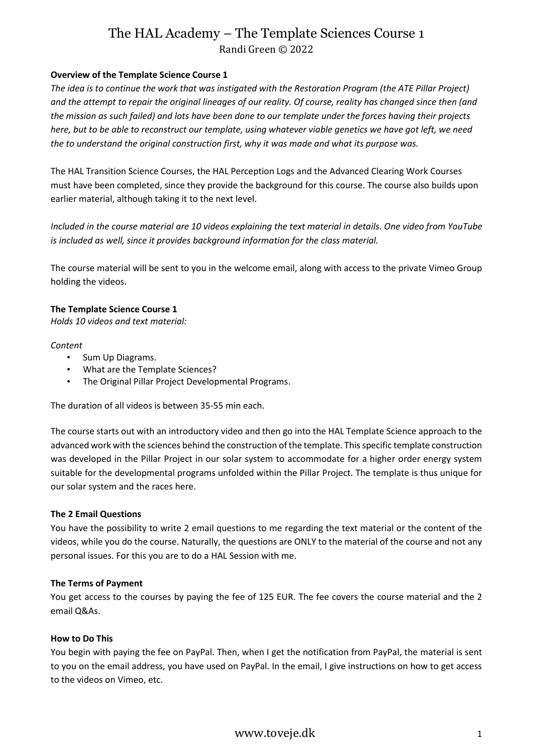# The HAL Academy – The Template Sciences Course 1

Randi Green © 2022

**Overview of the Template Science Course 1**

*The idea is to continue the work that was instigated with the Restoration Program (the ATE Pillar Project) and the attempt to repair the original lineages of our reality. Of course, reality has changed since then (and the mission as such failed) and lots have been done to our template under the forces having their projects here, but to be able to reconstruct our template, using whatever viable genetics we have got left, we need the to understand the original construction first, why it was made and what its purpose was.*

The HAL Transition Science Courses, the HAL Perception Logs and the Advanced Clearing Work Courses must have been completed, since they provide the background for this course. The course also builds upon earlier material, although taking it to the next level.

*Included in the course material are 10 videos explaining the text material in details. One video from YouTube is included as well, since it provides background information for the class material.*

The course material will be sent to you in the welcome email, along with access to the private Vimeo Group holding the videos.

**The Template Science Course 1**

*Holds 10 videos and text material:*

*Content*

- Sum Up Diagrams.
- What are the Template Sciences?
- The Original Pillar Project Developmental Programs.

The duration of all videos is between 35-55 min each.

The course starts out with an introductory video and then go into the HAL Template Science approach to the advanced work with the sciences behind the construction of the template. This specific template construction was developed in the Pillar Project in our solar system to accommodate for a higher order energy system suitable for the developmental programs unfolded within the Pillar Project. The template is thus unique for our solar system and the races here.

**The 2 Email Questions**

You have the possibility to write 2 email questions to me regarding the text material or the content of the videos, while you do the course. Naturally, the questions are ONLY to the material of the course and not any personal issues. For this you are to do a HAL Session with me.

**The Terms of Payment**

You get access to the courses by paying the fee of 125 EUR. The fee covers the course material and the 2 email Q&As.

**How to Do This**

You begin with paying the fee on PayPal. Then, when I get the notification from PayPal, the material is sent to you on the email address, you have used on PayPal. In the email, I give instructions on how to get access to the videos on Vimeo, etc.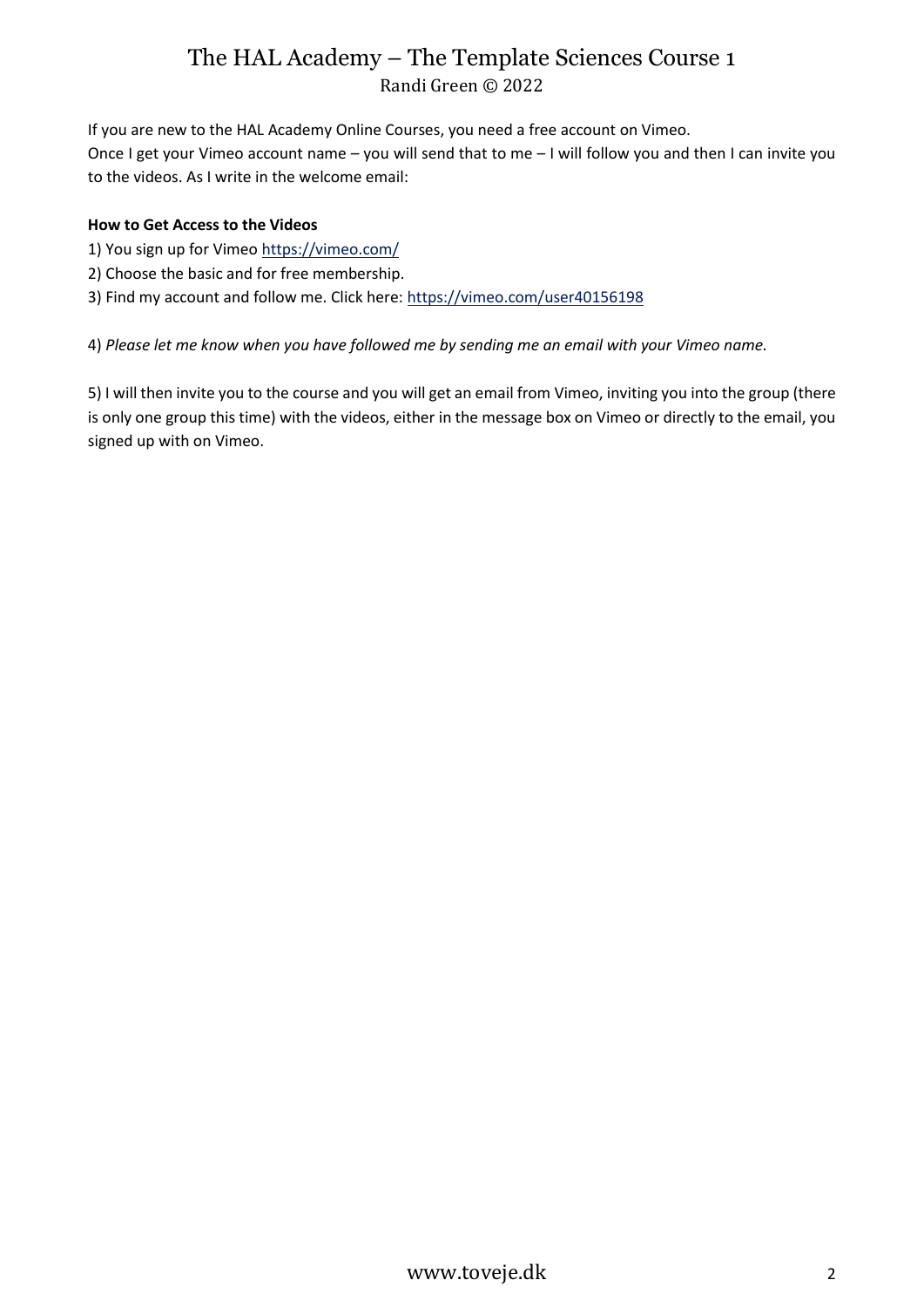If you are new to the HAL Academy Online Courses, you need a free account on Vimeo.
Once I get your Vimeo account name – you will send that to me – I will follow you and then I can invite you to the videos. As I write in the welcome email:

**How to Get Access to the Videos**

1) You sign up for Vimeo https://vimeo.com/
2) Choose the basic and for free membership.
3) Find my account and follow me. Click here: https://vimeo.com/user40156198

4) *Please let me know when you have followed me by sending me an email with your Vimeo name.*

5) I will then invite you to the course and you will get an email from Vimeo, inviting you into the group (there is only one group this time) with the videos, either in the message box on Vimeo or directly to the email, you signed up with on Vimeo.